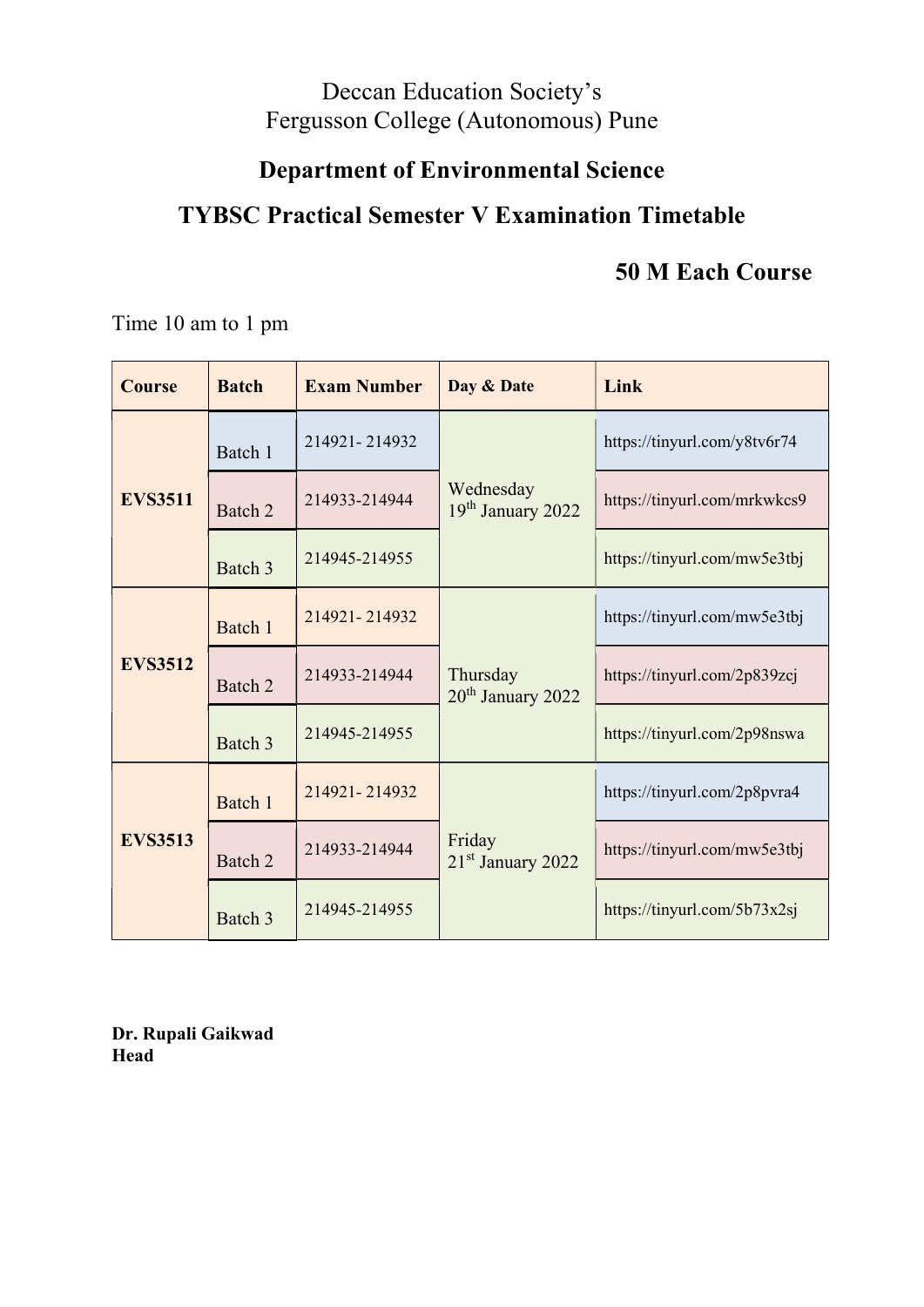Deccan Education Society's
Fergusson College (Autonomous) Pune

## Department of Environmental Science

## TYBSC Practical Semester V Examination Timetable

**50 M Each Course**

Time 10 am to 1 pm

| Course | Batch | Exam Number | Day & Date | Link |
|---|---|---|---|---|
| **EVS3511** | Batch 1 | 214921- 214932 | Wednesday 19th January 2022 | https://tinyurl.com/y8tv6r74 |
| | Batch 2 | 214933-214944 | | https://tinyurl.com/mrkwkcs9 |
| | Batch 3 | 214945-214955 | | https://tinyurl.com/mw5e3tbj |
| **EVS3512** | Batch 1 | 214921- 214932 | Thursday 20th January 2022 | https://tinyurl.com/mw5e3tbj |
| | Batch 2 | 214933-214944 | | https://tinyurl.com/2p839zcj |
| | Batch 3 | 214945-214955 | | https://tinyurl.com/2p98nswa |
| **EVS3513** | Batch 1 | 214921- 214932 | Friday 21st January 2022 | https://tinyurl.com/2p8pvra4 |
| | Batch 2 | 214933-214944 | | https://tinyurl.com/mw5e3tbj |
| | Batch 3 | 214945-214955 | | https://tinyurl.com/5b73x2sj |

**Dr. Rupali Gaikwad**
**Head**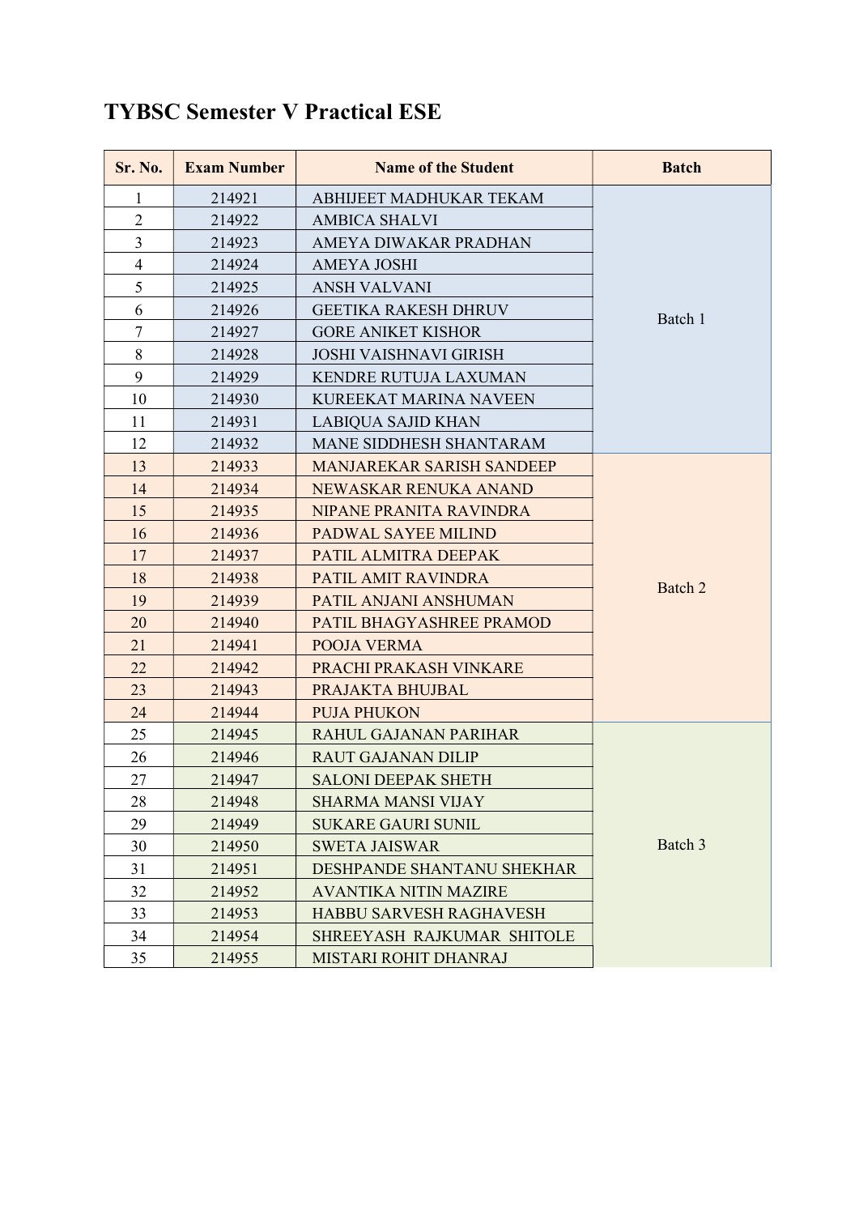# TYBSC Semester V Practical ESE

| Sr. No. | Exam Number | Name of the Student | Batch |
|---|---|---|---|
| 1 | 214921 | ABHIJEET MADHUKAR TEKAM | Batch 1 |
| 2 | 214922 | AMBICA SHALVI | |
| 3 | 214923 | AMEYA DIWAKAR PRADHAN | |
| 4 | 214924 | AMEYA JOSHI | |
| 5 | 214925 | ANSH VALVANI | |
| 6 | 214926 | GEETIKA RAKESH DHRUV | |
| 7 | 214927 | GORE ANIKET KISHOR | |
| 8 | 214928 | JOSHI VAISHNAVI GIRISH | |
| 9 | 214929 | KENDRE RUTUJA LAXUMAN | |
| 10 | 214930 | KUREEKAT MARINA NAVEEN | |
| 11 | 214931 | LABIQUA SAJID KHAN | |
| 12 | 214932 | MANE SIDDHESH SHANTARAM | |
| 13 | 214933 | MANJAREKAR SARISH SANDEEP | Batch 2 |
| 14 | 214934 | NEWASKAR RENUKA ANAND | |
| 15 | 214935 | NIPANE PRANITA RAVINDRA | |
| 16 | 214936 | PADWAL SAYEE MILIND | |
| 17 | 214937 | PATIL ALMITRA DEEPAK | |
| 18 | 214938 | PATIL AMIT RAVINDRA | |
| 19 | 214939 | PATIL ANJANI ANSHUMAN | |
| 20 | 214940 | PATIL BHAGYASHREE PRAMOD | |
| 21 | 214941 | POOJA VERMA | |
| 22 | 214942 | PRACHI PRAKASH VINKARE | |
| 23 | 214943 | PRAJAKTA BHUJBAL | |
| 24 | 214944 | PUJA PHUKON | |
| 25 | 214945 | RAHUL GAJANAN PARIHAR | Batch 3 |
| 26 | 214946 | RAUT GAJANAN DILIP | |
| 27 | 214947 | SALONI DEEPAK SHETH | |
| 28 | 214948 | SHARMA MANSI VIJAY | |
| 29 | 214949 | SUKARE GAURI SUNIL | |
| 30 | 214950 | SWETA JAISWAR | |
| 31 | 214951 | DESHPANDE SHANTANU SHEKHAR | |
| 32 | 214952 | AVANTIKA NITIN MAZIRE | |
| 33 | 214953 | HABBU SARVESH RAGHAVESH | |
| 34 | 214954 | SHREEYASH RAJKUMAR SHITOLE | |
| 35 | 214955 | MISTARI ROHIT DHANRAJ | |